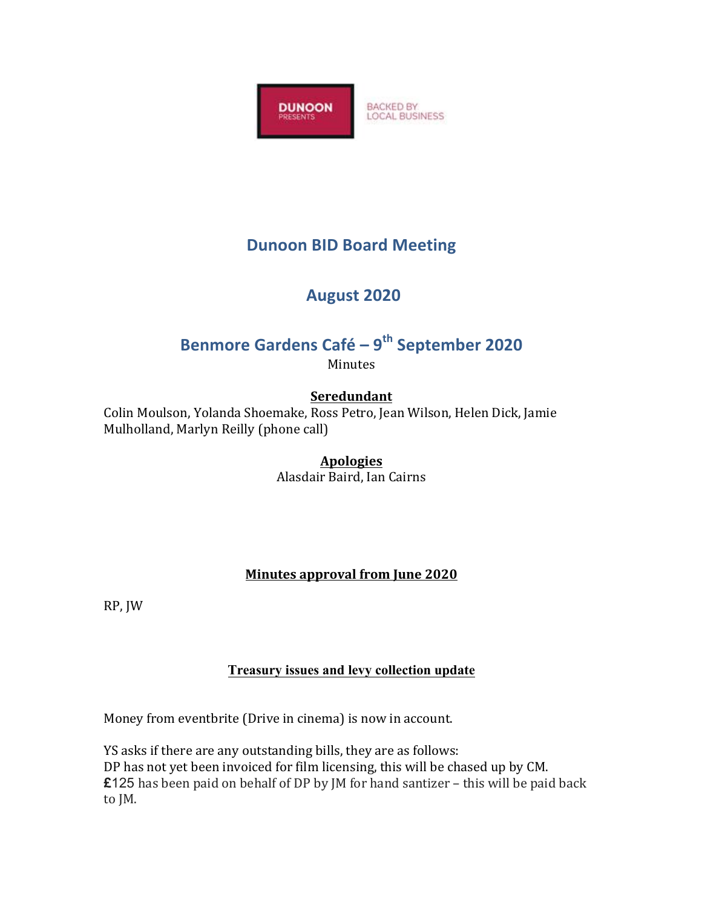DUNOON PRESENTS

BACKED BY LOCAL BUSINESS

# Dunoon BID Board Meeting

## August 2020

## Benmore Gardens Café – 9th September 2020

Minutes

**Seredundant**

Colin Moulson, Yolanda Shoemake, Ross Petro, Jean Wilson, Helen Dick, Jamie Mulholland, Marlyn Reilly (phone call)

**Apologies**

Alasdair Baird, Ian Cairns

**Minutes approval from June 2020**

RP, JW

**Treasury issues and levy collection update**

Money from eventbrite (Drive in cinema) is now in account.

YS asks if there are any outstanding bills, they are as follows:
DP has not yet been invoiced for film licensing, this will be chased up by CM.
£125 has been paid on behalf of DP by JM for hand santizer – this will be paid back to JM.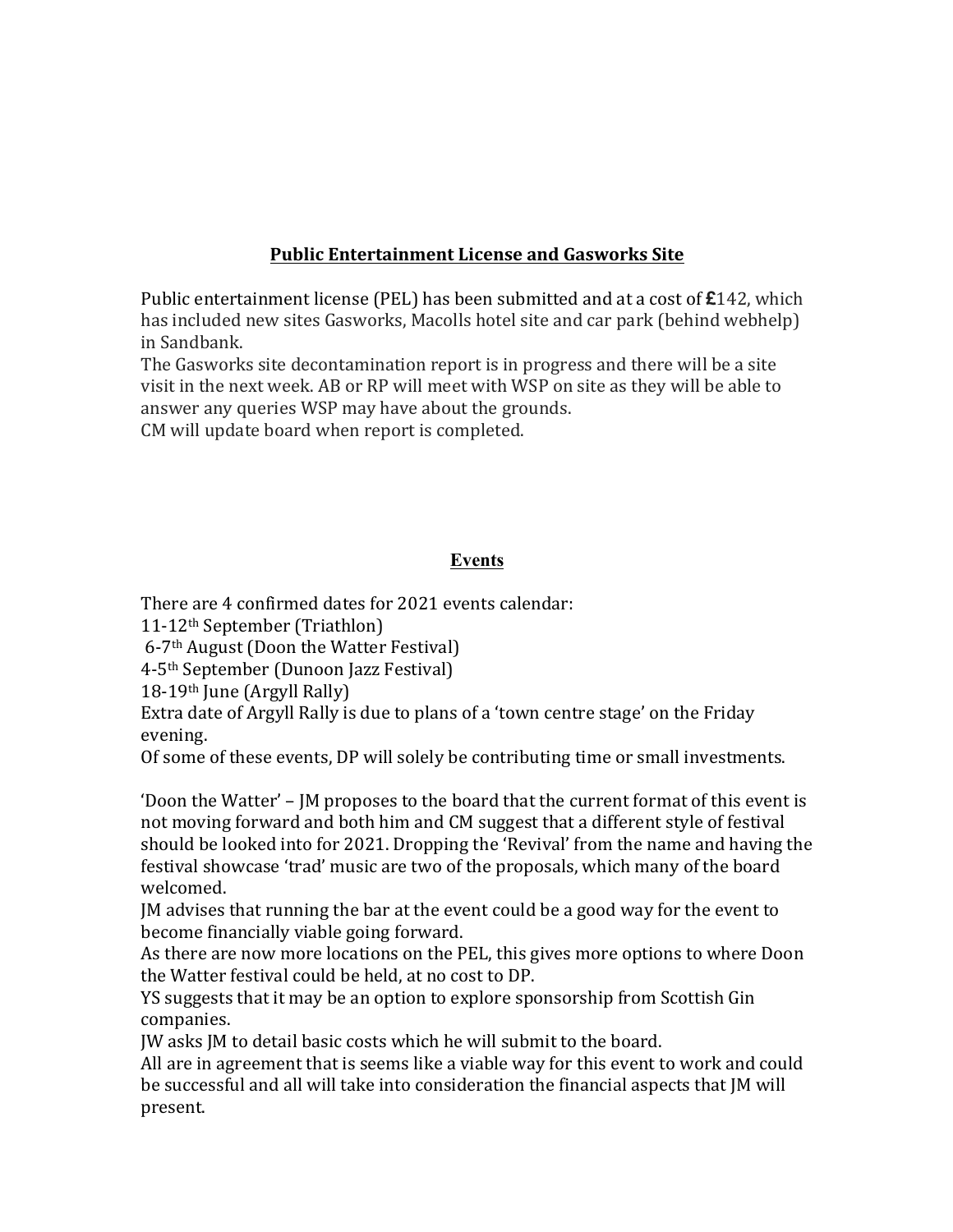## **Public Entertainment License and Gasworks Site**

Public entertainment license (PEL) has been submitted and at a cost of **£**142, which has included new sites Gasworks, Macolls hotel site and car park (behind webhelp) in Sandbank.
The Gasworks site decontamination report is in progress and there will be a site visit in the next week. AB or RP will meet with WSP on site as they will be able to answer any queries WSP may have about the grounds.
CM will update board when report is completed.

## **Events**

There are 4 confirmed dates for 2021 events calendar:
11-12th September (Triathlon)
6-7th August (Doon the Watter Festival)
4-5th September (Dunoon Jazz Festival)
18-19th June (Argyll Rally)
Extra date of Argyll Rally is due to plans of a 'town centre stage' on the Friday evening.
Of some of these events, DP will solely be contributing time or small investments.

'Doon the Watter' – JM proposes to the board that the current format of this event is not moving forward and both him and CM suggest that a different style of festival should be looked into for 2021. Dropping the 'Revival' from the name and having the festival showcase 'trad' music are two of the proposals, which many of the board welcomed.
JM advises that running the bar at the event could be a good way for the event to become financially viable going forward.
As there are now more locations on the PEL, this gives more options to where Doon the Watter festival could be held, at no cost to DP.
YS suggests that it may be an option to explore sponsorship from Scottish Gin companies.
JW asks JM to detail basic costs which he will submit to the board.
All are in agreement that is seems like a viable way for this event to work and could be successful and all will take into consideration the financial aspects that JM will present.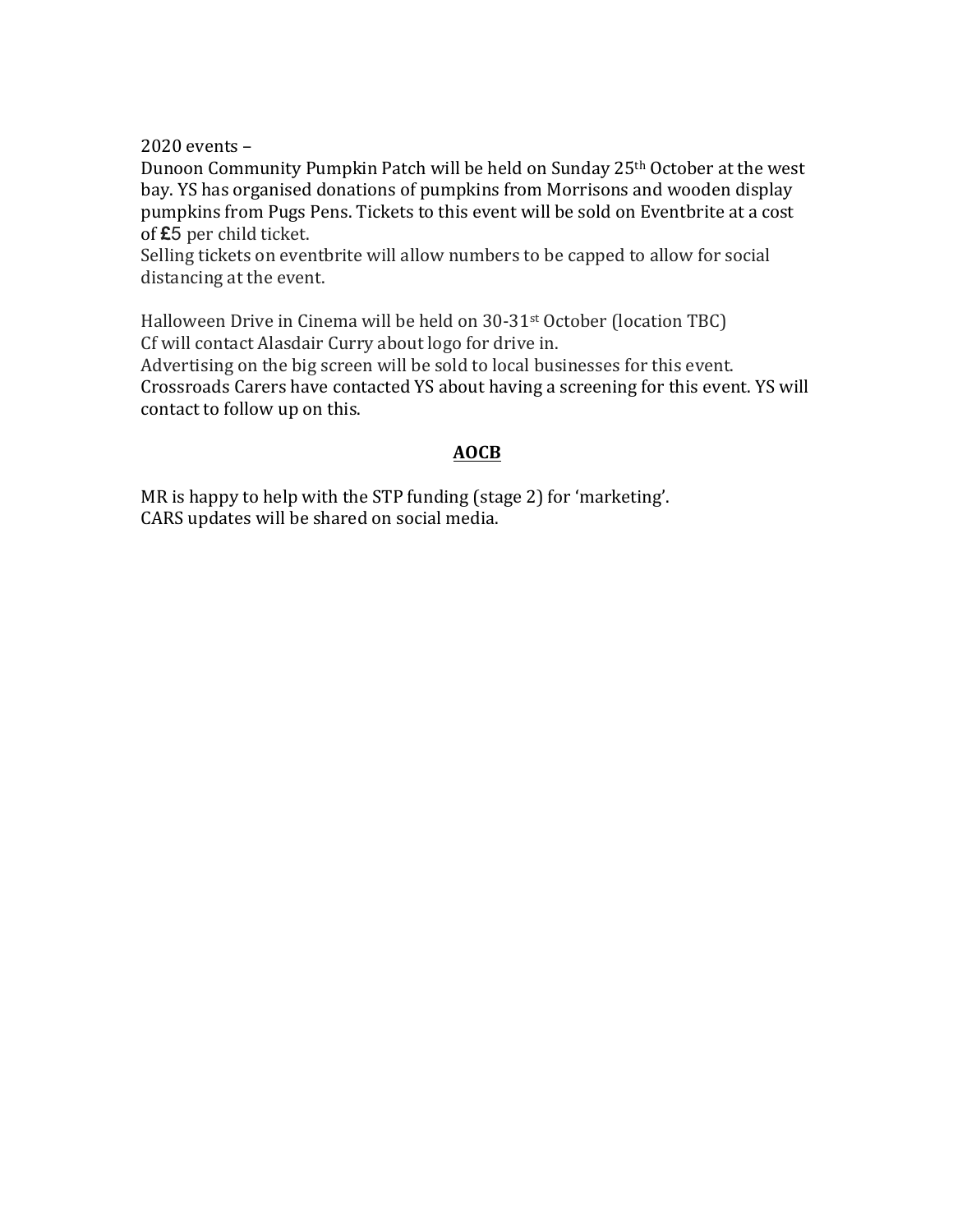2020 events –

Dunoon Community Pumpkin Patch will be held on Sunday 25th October at the west bay. YS has organised donations of pumpkins from Morrisons and wooden display pumpkins from Pugs Pens. Tickets to this event will be sold on Eventbrite at a cost of £5 per child ticket.

Selling tickets on eventbrite will allow numbers to be capped to allow for social distancing at the event.

Halloween Drive in Cinema will be held on 30-31st October (location TBC)

Cf will contact Alasdair Curry about logo for drive in.

Advertising on the big screen will be sold to local businesses for this event.

Crossroads Carers have contacted YS about having a screening for this event. YS will contact to follow up on this.

**AOCB**

MR is happy to help with the STP funding (stage 2) for 'marketing'.

CARS updates will be shared on social media.